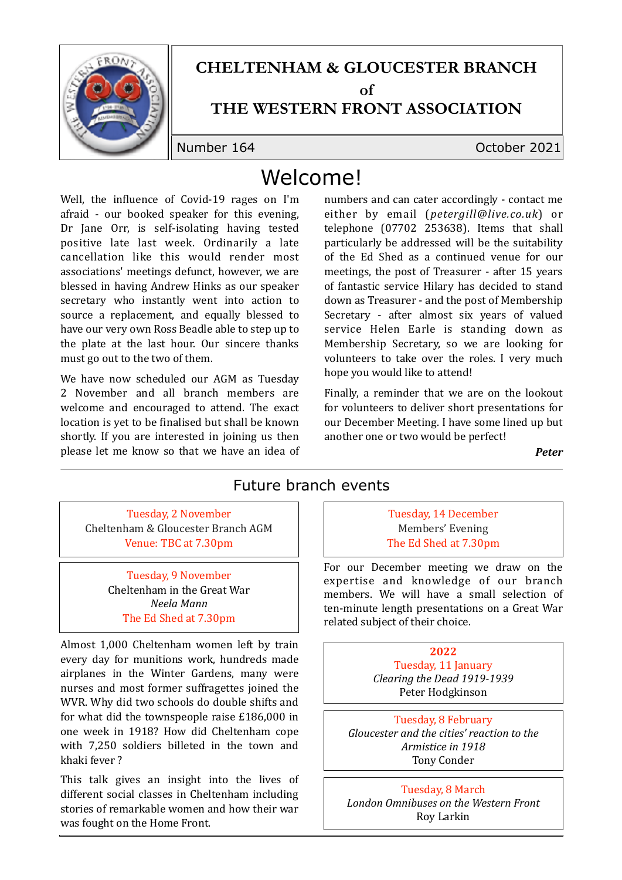# CHELTENHAM & GLOUCESTER BRANCH

# of

# THE WESTERN FRONT ASSOCIATION

Number 164 October 2021

## Welcome!

Well, the influence of Covid-19 rages on I'm afraid - our booked speaker for this evening, Dr Jane Orr, is self-isolating having tested positive late last week. Ordinarily a late cancellation like this would render most associations' meetings defunct, however, we are blessed in having Andrew Hinks as our speaker secretary who instantly went into action to source a replacement, and equally blessed to have our very own Ross Beadle able to step up to the plate at the last hour. Our sincere thanks must go out to the two of them.

We have now scheduled our AGM as Tuesday 2 November and all branch members are welcome and encouraged to attend. The exact location is yet to be finalised but shall be known shortly. If you are interested in joining us then please let me know so that we have an idea of numbers and can cater accordingly - contact me either by email (*petergill@live.co.uk*) or telephone (07702 253638). Items that shall particularly be addressed will be the suitability of the Ed Shed as a continued venue for our meetings, the post of Treasurer - after 15 years of fantastic service Hilary has decided to stand down as Treasurer - and the post of Membership Secretary - after almost six years of valued service Helen Earle is standing down as Membership Secretary, so we are looking for volunteers to take over the roles. I very much hope you would like to attend!

Finally, a reminder that we are on the lookout for volunteers to deliver short presentations for our December Meeting. I have some lined up but another one or two would be perfect!

***Peter***

## Future branch events

Tuesday, 2 November
Cheltenham & Gloucester Branch AGM
Venue: TBC at 7.30pm

Tuesday, 9 November
Cheltenham in the Great War
*Neela Mann*
The Ed Shed at 7.30pm

Almost 1,000 Cheltenham women left by train every day for munitions work, hundreds made airplanes in the Winter Gardens, many were nurses and most former suffragettes joined the WVR. Why did two schools do double shifts and for what did the townspeople raise £186,000 in one week in 1918? How did Cheltenham cope with 7,250 soldiers billeted in the town and khaki fever ?

This talk gives an insight into the lives of different social classes in Cheltenham including stories of remarkable women and how their war was fought on the Home Front.

Tuesday, 14 December
Members' Evening
The Ed Shed at 7.30pm

For our December meeting we draw on the expertise and knowledge of our branch members. We will have a small selection of ten-minute length presentations on a Great War related subject of their choice.

**2022**
Tuesday, 11 January
*Clearing the Dead 1919-1939*
Peter Hodgkinson

Tuesday, 8 February
*Gloucester and the cities' reaction to the Armistice in 1918*
Tony Conder

Tuesday, 8 March
*London Omnibuses on the Western Front*
Roy Larkin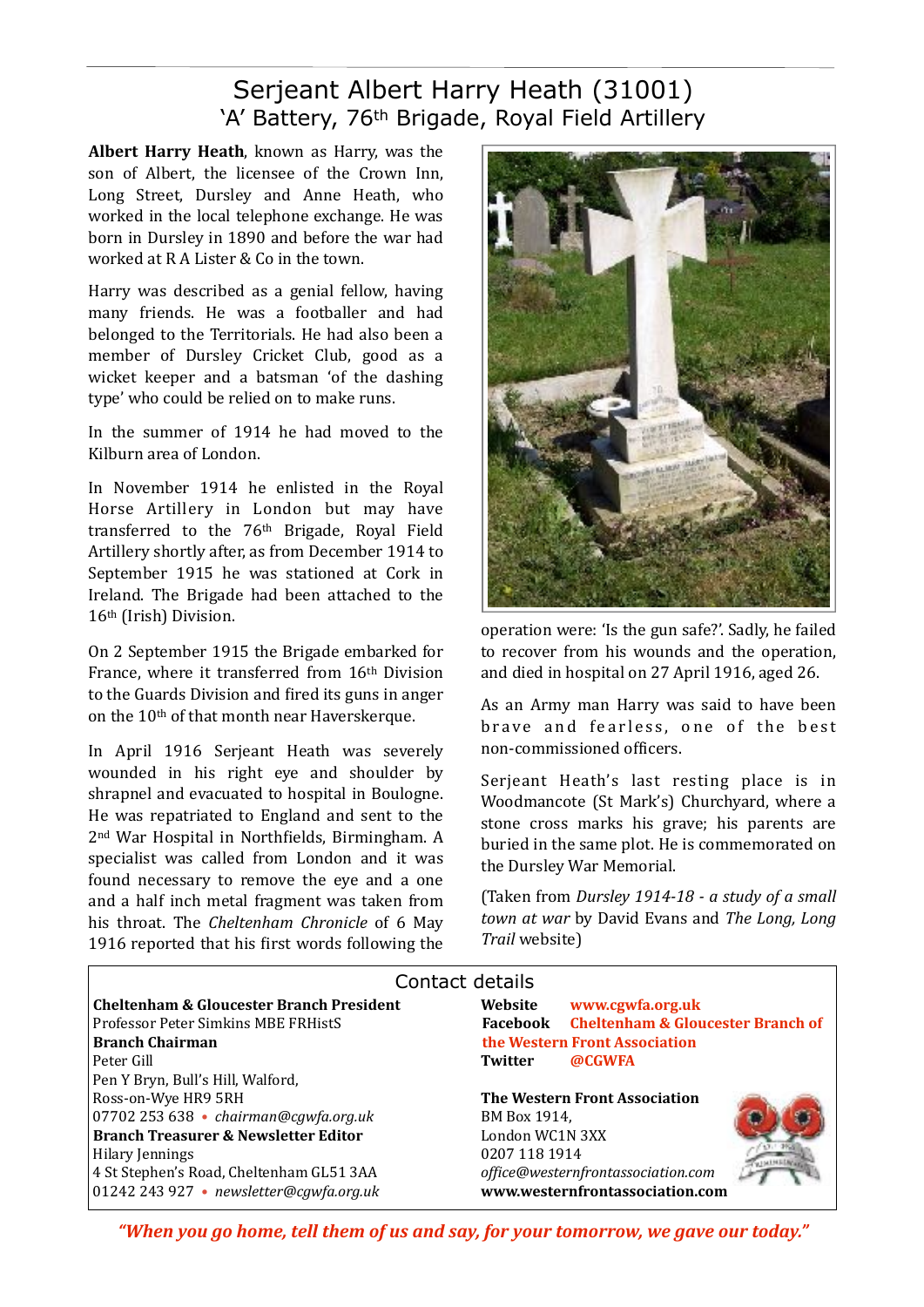# Serjeant Albert Harry Heath (31001)
## 'A' Battery, 76th Brigade, Royal Field Artillery

**Albert Harry Heath**, known as Harry, was the son of Albert, the licensee of the Crown Inn, Long Street, Dursley and Anne Heath, who worked in the local telephone exchange. He was born in Dursley in 1890 and before the war had worked at R A Lister & Co in the town.

Harry was described as a genial fellow, having many friends. He was a footballer and had belonged to the Territorials. He had also been a member of Dursley Cricket Club, good as a wicket keeper and a batsman 'of the dashing type' who could be relied on to make runs.

In the summer of 1914 he had moved to the Kilburn area of London.

In November 1914 he enlisted in the Royal Horse Artillery in London but may have transferred to the 76th Brigade, Royal Field Artillery shortly after, as from December 1914 to September 1915 he was stationed at Cork in Ireland. The Brigade had been attached to the 16th (Irish) Division.

On 2 September 1915 the Brigade embarked for France, where it transferred from 16th Division to the Guards Division and fired its guns in anger on the 10th of that month near Haverskerque.

In April 1916 Serjeant Heath was severely wounded in his right eye and shoulder by shrapnel and evacuated to hospital in Boulogne. He was repatriated to England and sent to the 2nd War Hospital in Northfields, Birmingham. A specialist was called from London and it was found necessary to remove the eye and a one and a half inch metal fragment was taken from his throat. The *Cheltenham Chronicle* of 6 May 1916 reported that his first words following the operation were: 'Is the gun safe?'. Sadly, he failed to recover from his wounds and the operation, and died in hospital on 27 April 1916, aged 26.

As an Army man Harry was said to have been brave and fearless, one of the best non-commissioned officers.

Serjeant Heath's last resting place is in Woodmancote (St Mark's) Churchyard, where a stone cross marks his grave; his parents are buried in the same plot. He is commemorated on the Dursley War Memorial.

(Taken from *Dursley 1914-18 - a study of a small town at war* by David Evans and *The Long, Long Trail* website)

## Contact details

**Cheltenham & Gloucester Branch President**
Professor Peter Simkins MBE FRHistS
**Branch Chairman**
Peter Gill
Pen Y Bryn, Bull's Hill, Walford,
Ross-on-Wye HR9 5RH
07702 253 638 • *chairman@cgwfa.org.uk*
**Branch Treasurer & Newsletter Editor**
Hilary Jennings
4 St Stephen's Road, Cheltenham GL51 3AA
01242 243 927 • *newsletter@cgwfa.org.uk*

**Website** www.cgwfa.org.uk
**Facebook** Cheltenham & Gloucester Branch of the Western Front Association
**Twitter** @CGWFA

**The Western Front Association**
BM Box 1914,
London WC1N 3XX
0207 118 1914
*office@westernfrontassociation.com*
**www.westernfrontassociation.com**

*"When you go home, tell them of us and say, for your tomorrow, we gave our today."*